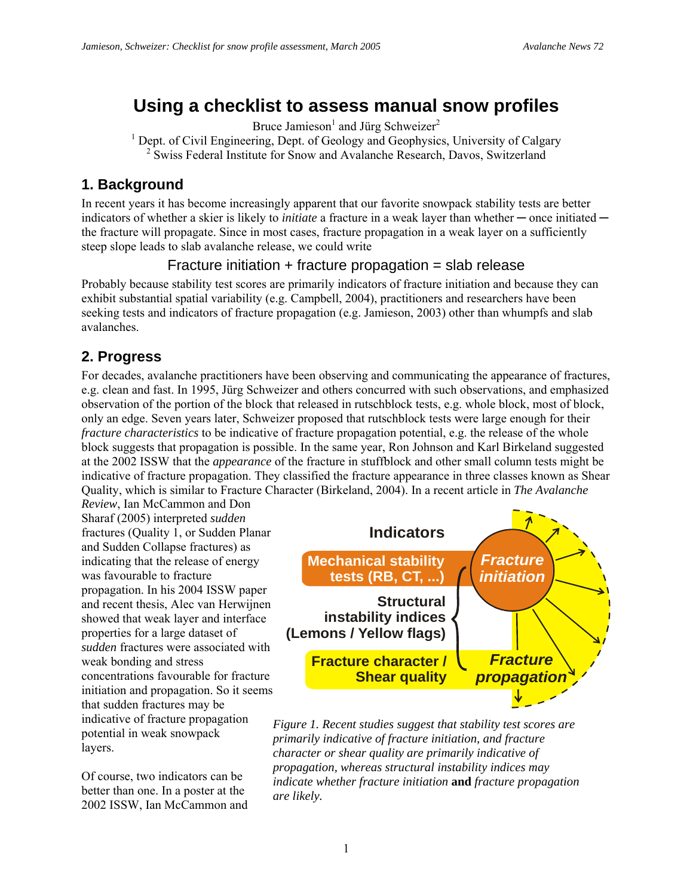# Using a checklist to assess manual snow profiles

Bruce Jamieson[1] and Jürg Schweizer[2]

[1] Dept. of Civil Engineering, Dept. of Geology and Geophysics, University of Calgary
[2] Swiss Federal Institute for Snow and Avalanche Research, Davos, Switzerland

## 1. Background

In recent years it has become increasingly apparent that our favorite snowpack stability tests are better indicators of whether a skier is likely to *initiate* a fracture in a weak layer than whether ─ once initiated ─ the fracture will propagate. Since in most cases, fracture propagation in a weak layer on a sufficiently steep slope leads to slab avalanche release, we could write

Fracture initiation + fracture propagation = slab release

Probably because stability test scores are primarily indicators of fracture initiation and because they can exhibit substantial spatial variability (e.g. Campbell, 2004), practitioners and researchers have been seeking tests and indicators of fracture propagation (e.g. Jamieson, 2003) other than whumpfs and slab avalanches.

## 2. Progress

For decades, avalanche practitioners have been observing and communicating the appearance of fractures, e.g. clean and fast. In 1995, Jürg Schweizer and others concurred with such observations, and emphasized observation of the portion of the block that released in rutschblock tests, e.g. whole block, most of block, only an edge. Seven years later, Schweizer proposed that rutschblock tests were large enough for their *fracture characteristics* to be indicative of fracture propagation potential, e.g. the release of the whole block suggests that propagation is possible. In the same year, Ron Johnson and Karl Birkeland suggested at the 2002 ISSW that the *appearance* of the fracture in stuffblock and other small column tests might be indicative of fracture propagation. They classified the fracture appearance in three classes known as Shear Quality, which is similar to Fracture Character (Birkeland, 2004). In a recent article in *The Avalanche Review*, Ian McCammon and Don Sharaf (2005) interpreted *sudden* fractures (Quality 1, or Sudden Planar and Sudden Collapse fractures) as indicating that the release of energy was favourable to fracture propagation. In his 2004 ISSW paper and recent thesis, Alec van Herwijnen showed that weak layer and interface properties for a large dataset of *sudden* fractures were associated with weak bonding and stress concentrations favourable for fracture initiation and propagation. So it seems that sudden fractures may be indicative of fracture propagation potential in weak snowpack layers.

Indicators: Mechanical stability tests (RB, CT, ...) → Fracture initiation; Structural instability indices (Lemons / Yellow flags); Fracture character / Shear quality → Fracture propagation

*Figure 1. Recent studies suggest that stability test scores are primarily indicative of fracture initiation, and fracture character or shear quality are primarily indicative of propagation, whereas structural instability indices may indicate whether fracture initiation* **and** *fracture propagation are likely.*

Of course, two indicators can be better than one. In a poster at the 2002 ISSW, Ian McCammon and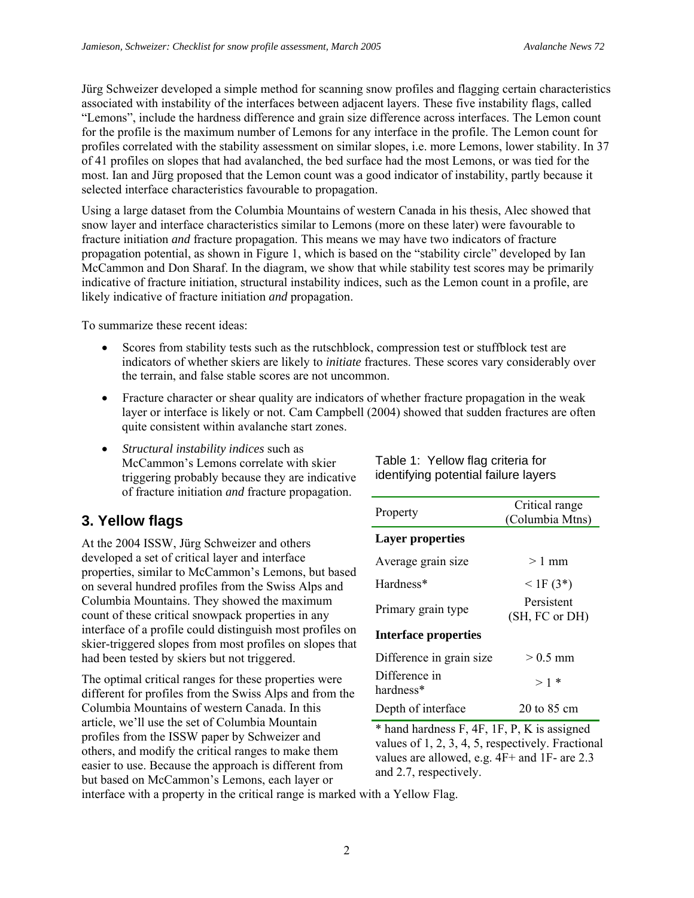Jürg Schweizer developed a simple method for scanning snow profiles and flagging certain characteristics associated with instability of the interfaces between adjacent layers. These five instability flags, called "Lemons", include the hardness difference and grain size difference across interfaces. The Lemon count for the profile is the maximum number of Lemons for any interface in the profile. The Lemon count for profiles correlated with the stability assessment on similar slopes, i.e. more Lemons, lower stability. In 37 of 41 profiles on slopes that had avalanched, the bed surface had the most Lemons, or was tied for the most. Ian and Jürg proposed that the Lemon count was a good indicator of instability, partly because it selected interface characteristics favourable to propagation.

Using a large dataset from the Columbia Mountains of western Canada in his thesis, Alec showed that snow layer and interface characteristics similar to Lemons (more on these later) were favourable to fracture initiation *and* fracture propagation. This means we may have two indicators of fracture propagation potential, as shown in Figure 1, which is based on the "stability circle" developed by Ian McCammon and Don Sharaf. In the diagram, we show that while stability test scores may be primarily indicative of fracture initiation, structural instability indices, such as the Lemon count in a profile, are likely indicative of fracture initiation *and* propagation.

To summarize these recent ideas:

- Scores from stability tests such as the rutschblock, compression test or stuffblock test are indicators of whether skiers are likely to *initiate* fractures. These scores vary considerably over the terrain, and false stable scores are not uncommon.
- Fracture character or shear quality are indicators of whether fracture propagation in the weak layer or interface is likely or not. Cam Campbell (2004) showed that sudden fractures are often quite consistent within avalanche start zones.
- *Structural instability indices* such as McCammon's Lemons correlate with skier triggering probably because they are indicative of fracture initiation *and* fracture propagation.

## 3. Yellow flags

At the 2004 ISSW, Jürg Schweizer and others developed a set of critical layer and interface properties, similar to McCammon's Lemons, but based on several hundred profiles from the Swiss Alps and Columbia Mountains. They showed the maximum count of these critical snowpack properties in any interface of a profile could distinguish most profiles on skier-triggered slopes from most profiles on slopes that had been tested by skiers but not triggered.

The optimal critical ranges for these properties were different for profiles from the Swiss Alps and from the Columbia Mountains of western Canada. In this article, we'll use the set of Columbia Mountain profiles from the ISSW paper by Schweizer and others, and modify the critical ranges to make them easier to use. Because the approach is different from but based on McCammon's Lemons, each layer or interface with a property in the critical range is marked with a Yellow Flag.

Table 1: Yellow flag criteria for identifying potential failure layers

| Property | Critical range (Columbia Mtns) |
|---|---|
| **Layer properties** | |
| Average grain size | > 1 mm |
| Hardness* | < 1F (3*) |
| Primary grain type | Persistent (SH, FC or DH) |
| **Interface properties** | |
| Difference in grain size | > 0.5 mm |
| Difference in hardness* | > 1 * |
| Depth of interface | 20 to 85 cm |

* hand hardness F, 4F, 1F, P, K is assigned values of 1, 2, 3, 4, 5, respectively. Fractional values are allowed, e.g. 4F+ and 1F- are 2.3 and 2.7, respectively.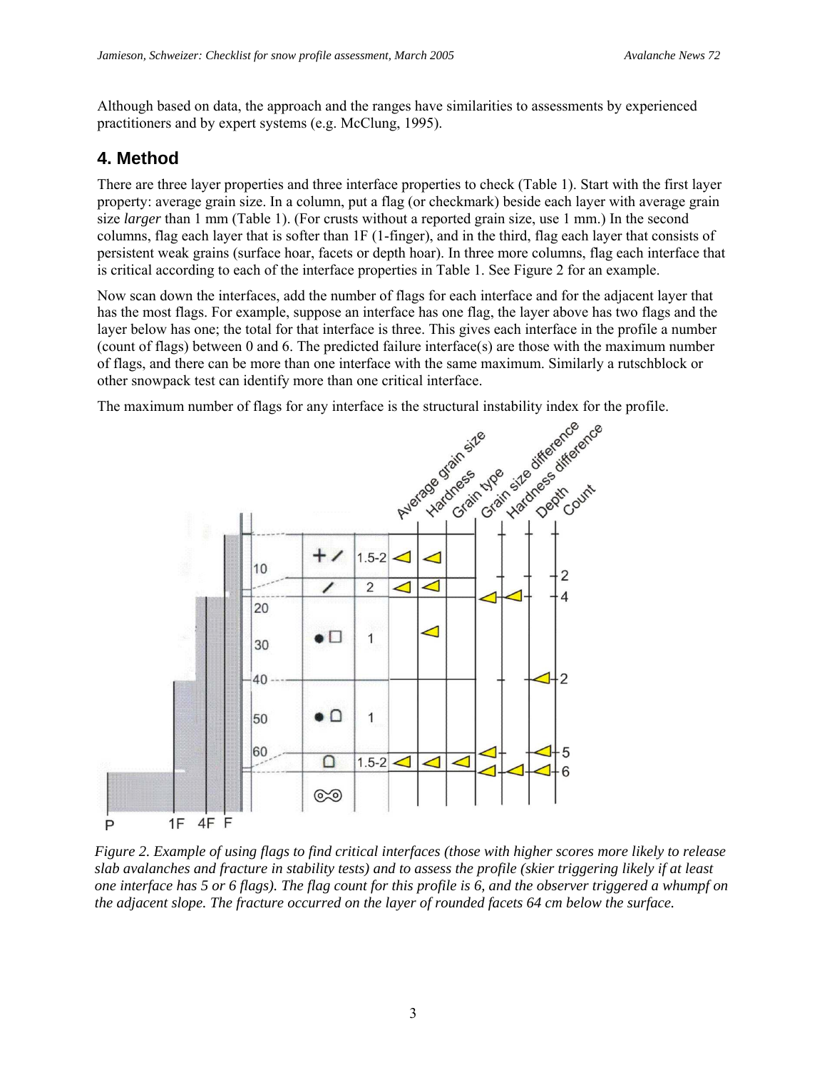Although based on data, the approach and the ranges have similarities to assessments by experienced practitioners and by expert systems (e.g. McClung, 1995).

## 4. Method

There are three layer properties and three interface properties to check (Table 1). Start with the first layer property: average grain size. In a column, put a flag (or checkmark) beside each layer with average grain size *larger* than 1 mm (Table 1). (For crusts without a reported grain size, use 1 mm.) In the second columns, flag each layer that is softer than 1F (1-finger), and in the third, flag each layer that consists of persistent weak grains (surface hoar, facets or depth hoar). In three more columns, flag each interface that is critical according to each of the interface properties in Table 1. See Figure 2 for an example.

Now scan down the interfaces, add the number of flags for each interface and for the adjacent layer that has the most flags. For example, suppose an interface has one flag, the layer above has two flags and the layer below has one; the total for that interface is three. This gives each interface in the profile a number (count of flags) between 0 and 6. The predicted failure interface(s) are those with the maximum number of flags, and there can be more than one interface with the same maximum. Similarly a rutschblock or other snowpack test can identify more than one critical interface.

The maximum number of flags for any interface is the structural instability index for the profile.

*Figure 2. Example of using flags to find critical interfaces (those with higher scores more likely to release slab avalanches and fracture in stability tests) and to assess the profile (skier triggering likely if at least one interface has 5 or 6 flags). The flag count for this profile is 6, and the observer triggered a whumpf on the adjacent slope. The fracture occurred on the layer of rounded facets 64 cm below the surface.*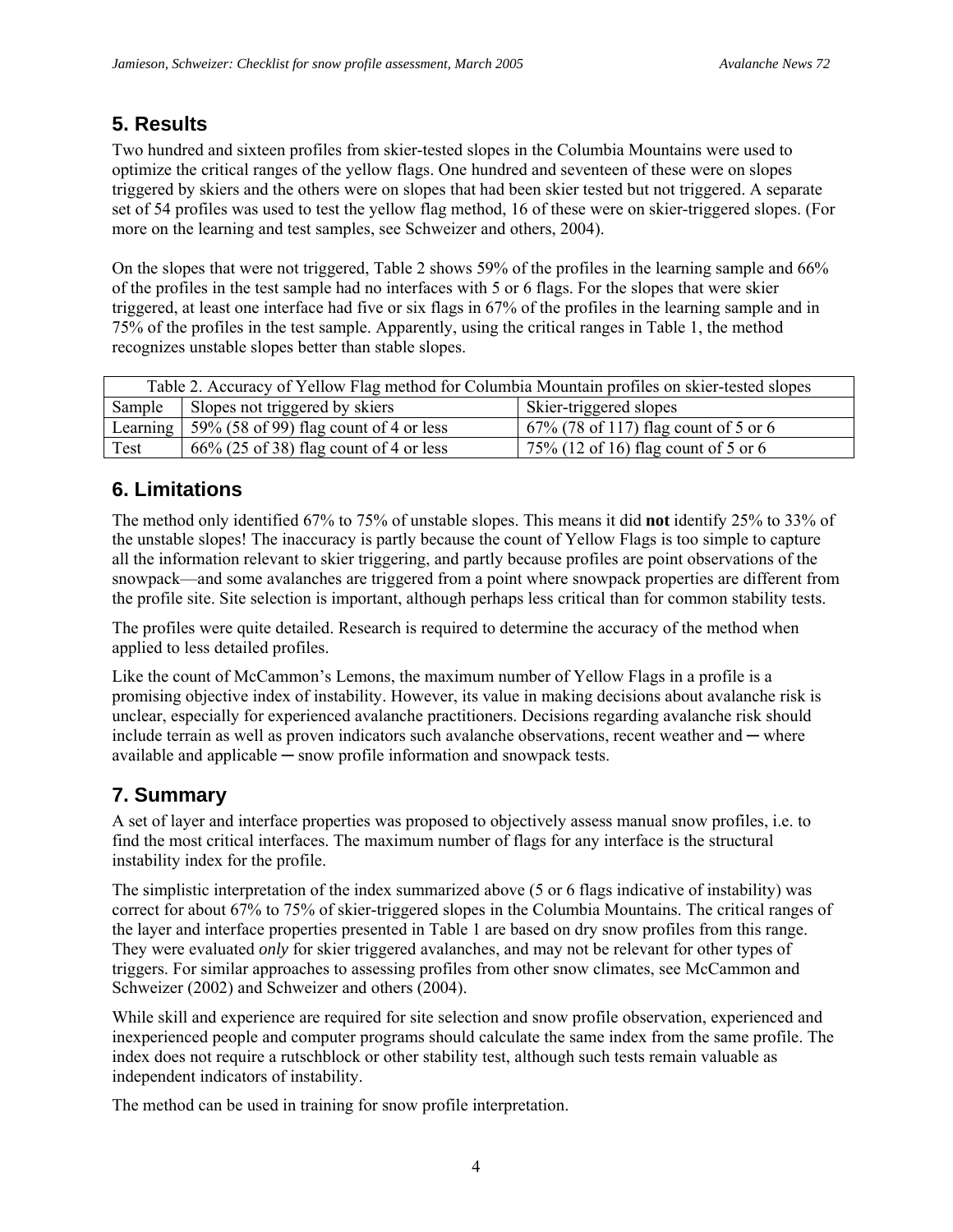## 5. Results

Two hundred and sixteen profiles from skier-tested slopes in the Columbia Mountains were used to optimize the critical ranges of the yellow flags. One hundred and seventeen of these were on slopes triggered by skiers and the others were on slopes that had been skier tested but not triggered. A separate set of 54 profiles was used to test the yellow flag method, 16 of these were on skier-triggered slopes. (For more on the learning and test samples, see Schweizer and others, 2004).

On the slopes that were not triggered, Table 2 shows 59% of the profiles in the learning sample and 66% of the profiles in the test sample had no interfaces with 5 or 6 flags. For the slopes that were skier triggered, at least one interface had five or six flags in 67% of the profiles in the learning sample and in 75% of the profiles in the test sample. Apparently, using the critical ranges in Table 1, the method recognizes unstable slopes better than stable slopes.

Table 2. Accuracy of Yellow Flag method for Columbia Mountain profiles on skier-tested slopes

| Sample | Slopes not triggered by skiers | Skier-triggered slopes |
|---|---|---|
| Learning | 59% (58 of 99) flag count of 4 or less | 67% (78 of 117) flag count of 5 or 6 |
| Test | 66% (25 of 38) flag count of 4 or less | 75% (12 of 16) flag count of 5 or 6 |

## 6. Limitations

The method only identified 67% to 75% of unstable slopes. This means it did **not** identify 25% to 33% of the unstable slopes! The inaccuracy is partly because the count of Yellow Flags is too simple to capture all the information relevant to skier triggering, and partly because profiles are point observations of the snowpack—and some avalanches are triggered from a point where snowpack properties are different from the profile site. Site selection is important, although perhaps less critical than for common stability tests.

The profiles were quite detailed. Research is required to determine the accuracy of the method when applied to less detailed profiles.

Like the count of McCammon's Lemons, the maximum number of Yellow Flags in a profile is a promising objective index of instability. However, its value in making decisions about avalanche risk is unclear, especially for experienced avalanche practitioners. Decisions regarding avalanche risk should include terrain as well as proven indicators such avalanche observations, recent weather and ─ where available and applicable ─ snow profile information and snowpack tests.

## 7. Summary

A set of layer and interface properties was proposed to objectively assess manual snow profiles, i.e. to find the most critical interfaces. The maximum number of flags for any interface is the structural instability index for the profile.

The simplistic interpretation of the index summarized above (5 or 6 flags indicative of instability) was correct for about 67% to 75% of skier-triggered slopes in the Columbia Mountains. The critical ranges of the layer and interface properties presented in Table 1 are based on dry snow profiles from this range. They were evaluated *only* for skier triggered avalanches, and may not be relevant for other types of triggers. For similar approaches to assessing profiles from other snow climates, see McCammon and Schweizer (2002) and Schweizer and others (2004).

While skill and experience are required for site selection and snow profile observation, experienced and inexperienced people and computer programs should calculate the same index from the same profile. The index does not require a rutschblock or other stability test, although such tests remain valuable as independent indicators of instability.

The method can be used in training for snow profile interpretation.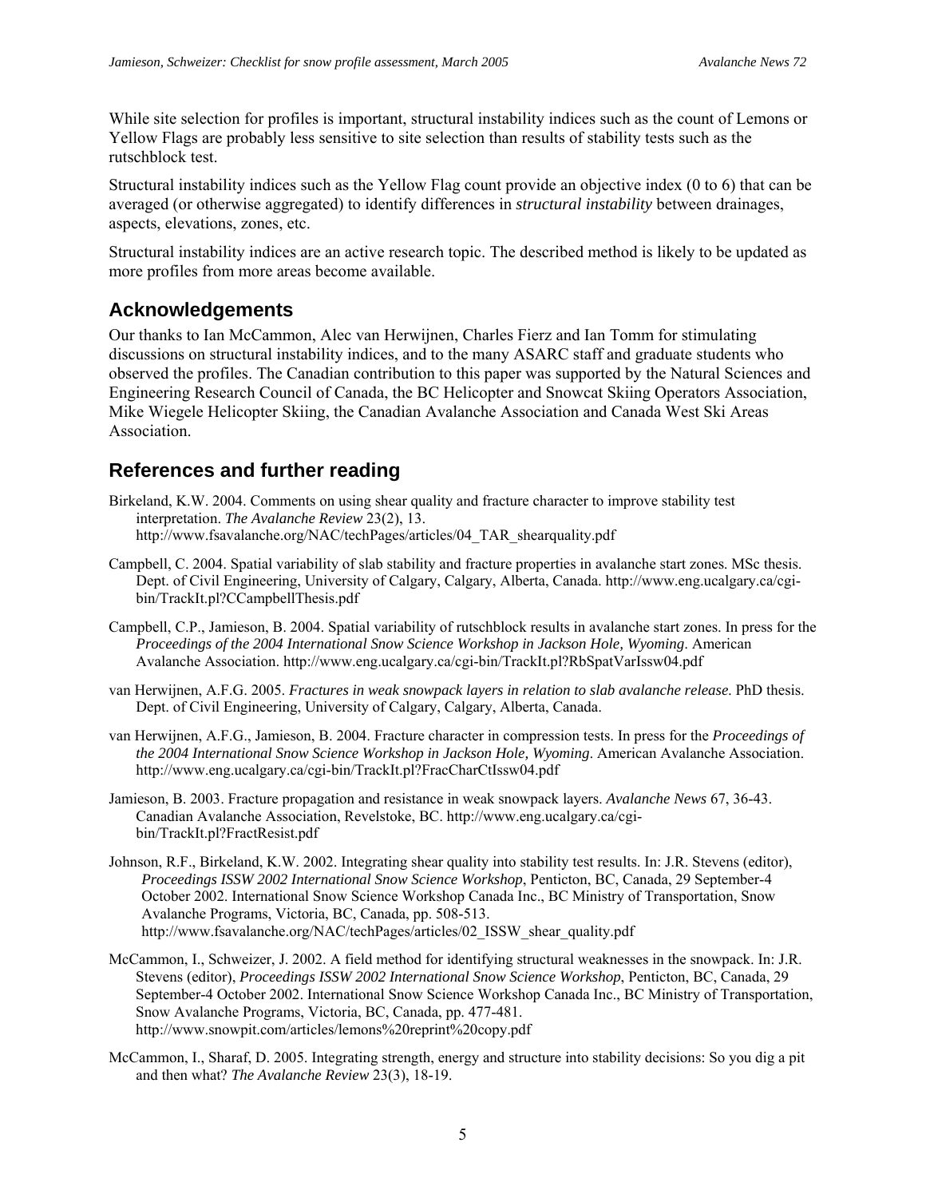While site selection for profiles is important, structural instability indices such as the count of Lemons or Yellow Flags are probably less sensitive to site selection than results of stability tests such as the rutschblock test.

Structural instability indices such as the Yellow Flag count provide an objective index (0 to 6) that can be averaged (or otherwise aggregated) to identify differences in *structural instability* between drainages, aspects, elevations, zones, etc.

Structural instability indices are an active research topic. The described method is likely to be updated as more profiles from more areas become available.

## Acknowledgements

Our thanks to Ian McCammon, Alec van Herwijnen, Charles Fierz and Ian Tomm for stimulating discussions on structural instability indices, and to the many ASARC staff and graduate students who observed the profiles. The Canadian contribution to this paper was supported by the Natural Sciences and Engineering Research Council of Canada, the BC Helicopter and Snowcat Skiing Operators Association, Mike Wiegele Helicopter Skiing, the Canadian Avalanche Association and Canada West Ski Areas Association.

## References and further reading

Birkeland, K.W. 2004. Comments on using shear quality and fracture character to improve stability test interpretation. *The Avalanche Review* 23(2), 13. http://www.fsavalanche.org/NAC/techPages/articles/04_TAR_shearquality.pdf

Campbell, C. 2004. Spatial variability of slab stability and fracture properties in avalanche start zones. MSc thesis. Dept. of Civil Engineering, University of Calgary, Calgary, Alberta, Canada. http://www.eng.ucalgary.ca/cgi-bin/TrackIt.pl?CCampbellThesis.pdf

Campbell, C.P., Jamieson, B. 2004. Spatial variability of rutschblock results in avalanche start zones. In press for the *Proceedings of the 2004 International Snow Science Workshop in Jackson Hole, Wyoming*. American Avalanche Association. http://www.eng.ucalgary.ca/cgi-bin/TrackIt.pl?RbSpatVarIssw04.pdf

van Herwijnen, A.F.G. 2005. *Fractures in weak snowpack layers in relation to slab avalanche release*. PhD thesis. Dept. of Civil Engineering, University of Calgary, Calgary, Alberta, Canada.

van Herwijnen, A.F.G., Jamieson, B. 2004. Fracture character in compression tests. In press for the *Proceedings of the 2004 International Snow Science Workshop in Jackson Hole, Wyoming*. American Avalanche Association. http://www.eng.ucalgary.ca/cgi-bin/TrackIt.pl?FracCharCtIssw04.pdf

Jamieson, B. 2003. Fracture propagation and resistance in weak snowpack layers. *Avalanche News* 67, 36-43. Canadian Avalanche Association, Revelstoke, BC. http://www.eng.ucalgary.ca/cgi-bin/TrackIt.pl?FractResist.pdf

Johnson, R.F., Birkeland, K.W. 2002. Integrating shear quality into stability test results. In: J.R. Stevens (editor), *Proceedings ISSW 2002 International Snow Science Workshop*, Penticton, BC, Canada, 29 September-4 October 2002. International Snow Science Workshop Canada Inc., BC Ministry of Transportation, Snow Avalanche Programs, Victoria, BC, Canada, pp. 508-513. http://www.fsavalanche.org/NAC/techPages/articles/02_ISSW_shear_quality.pdf

McCammon, I., Schweizer, J. 2002. A field method for identifying structural weaknesses in the snowpack. In: J.R. Stevens (editor), *Proceedings ISSW 2002 International Snow Science Workshop*, Penticton, BC, Canada, 29 September-4 October 2002. International Snow Science Workshop Canada Inc., BC Ministry of Transportation, Snow Avalanche Programs, Victoria, BC, Canada, pp. 477-481. http://www.snowpit.com/articles/lemons%20reprint%20copy.pdf

McCammon, I., Sharaf, D. 2005. Integrating strength, energy and structure into stability decisions: So you dig a pit and then what? *The Avalanche Review* 23(3), 18-19.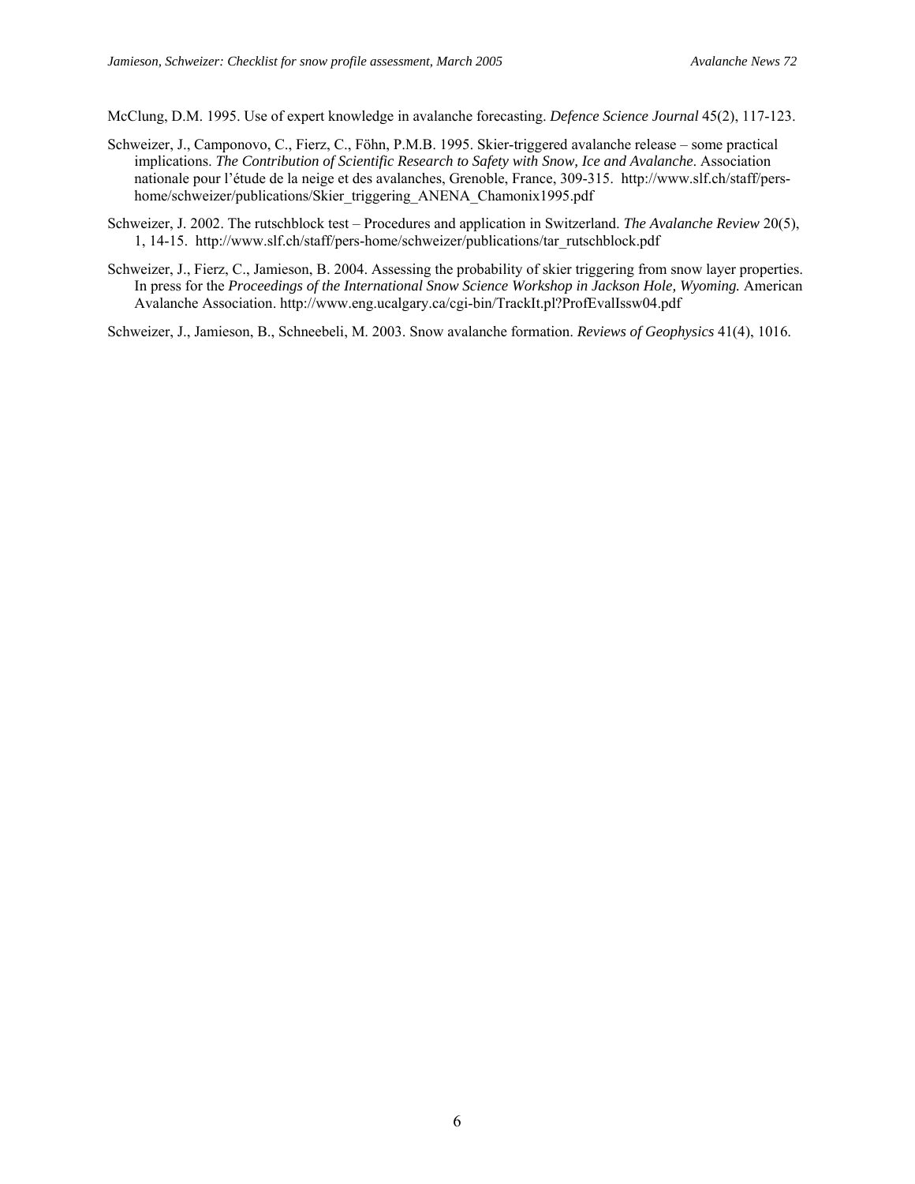McClung, D.M. 1995. Use of expert knowledge in avalanche forecasting. *Defence Science Journal* 45(2), 117-123.

Schweizer, J., Camponovo, C., Fierz, C., Föhn, P.M.B. 1995. Skier-triggered avalanche release – some practical implications. *The Contribution of Scientific Research to Safety with Snow, Ice and Avalanche*. Association nationale pour l'étude de la neige et des avalanches, Grenoble, France, 309-315. http://www.slf.ch/staff/pers-home/schweizer/publications/Skier_triggering_ANENA_Chamonix1995.pdf

Schweizer, J. 2002. The rutschblock test – Procedures and application in Switzerland. *The Avalanche Review* 20(5), 1, 14-15. http://www.slf.ch/staff/pers-home/schweizer/publications/tar_rutschblock.pdf

Schweizer, J., Fierz, C., Jamieson, B. 2004. Assessing the probability of skier triggering from snow layer properties. In press for the *Proceedings of the International Snow Science Workshop in Jackson Hole, Wyoming.* American Avalanche Association. http://www.eng.ucalgary.ca/cgi-bin/TrackIt.pl?ProfEvalIssw04.pdf

Schweizer, J., Jamieson, B., Schneebeli, M. 2003. Snow avalanche formation. *Reviews of Geophysics* 41(4), 1016.